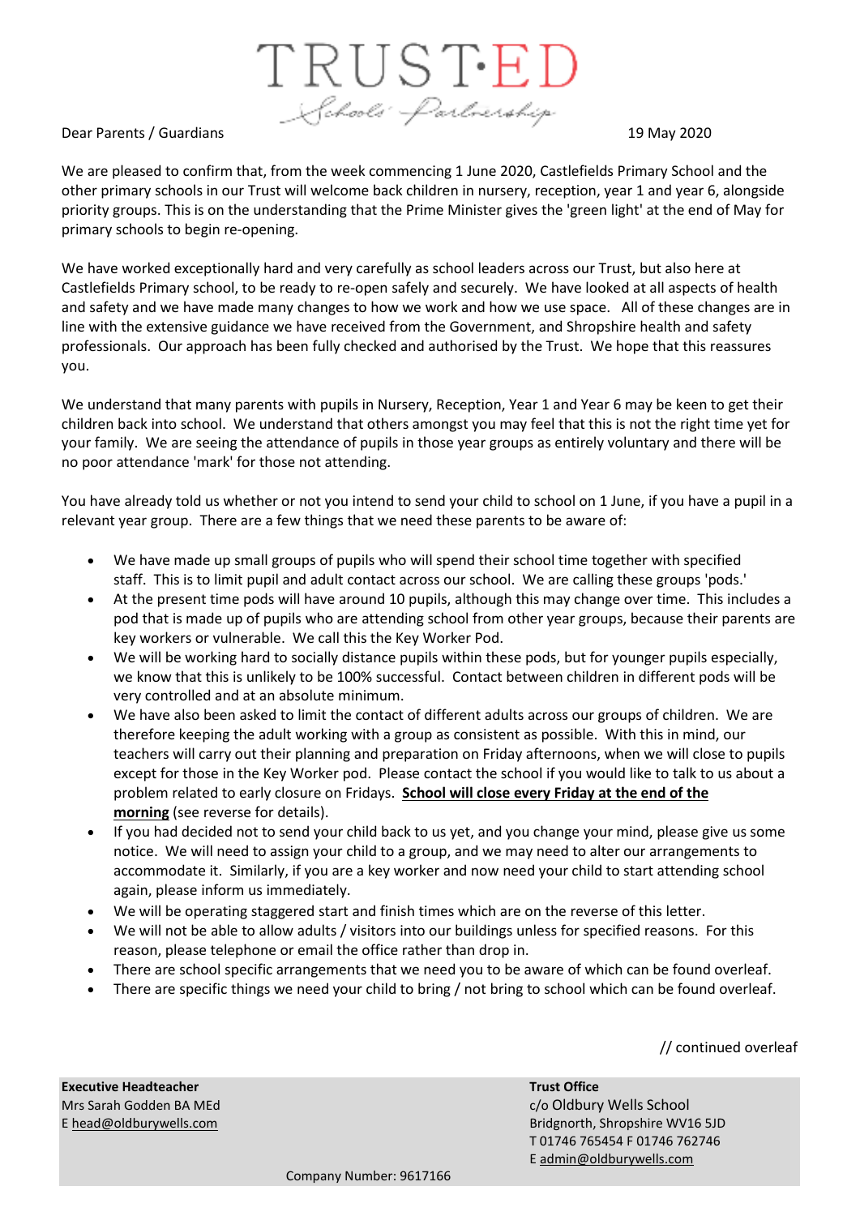TRUST·ED

Schools' Partnership

Dear Parents / Guardians

19 May 2020

We are pleased to confirm that, from the week commencing 1 June 2020, Castlefields Primary School and the other primary schools in our Trust will welcome back children in nursery, reception, year 1 and year 6, alongside priority groups. This is on the understanding that the Prime Minister gives the 'green light' at the end of May for primary schools to begin re-opening.

We have worked exceptionally hard and very carefully as school leaders across our Trust, but also here at Castlefields Primary school, to be ready to re-open safely and securely. We have looked at all aspects of health and safety and we have made many changes to how we work and how we use space. All of these changes are in line with the extensive guidance we have received from the Government, and Shropshire health and safety professionals. Our approach has been fully checked and authorised by the Trust. We hope that this reassures you.

We understand that many parents with pupils in Nursery, Reception, Year 1 and Year 6 may be keen to get their children back into school. We understand that others amongst you may feel that this is not the right time yet for your family. We are seeing the attendance of pupils in those year groups as entirely voluntary and there will be no poor attendance 'mark' for those not attending.

You have already told us whether or not you intend to send your child to school on 1 June, if you have a pupil in a relevant year group. There are a few things that we need these parents to be aware of:

- We have made up small groups of pupils who will spend their school time together with specified staff. This is to limit pupil and adult contact across our school. We are calling these groups 'pods.'
- At the present time pods will have around 10 pupils, although this may change over time. This includes a pod that is made up of pupils who are attending school from other year groups, because their parents are key workers or vulnerable. We call this the Key Worker Pod.
- We will be working hard to socially distance pupils within these pods, but for younger pupils especially, we know that this is unlikely to be 100% successful. Contact between children in different pods will be very controlled and at an absolute minimum.
- We have also been asked to limit the contact of different adults across our groups of children. We are therefore keeping the adult working with a group as consistent as possible. With this in mind, our teachers will carry out their planning and preparation on Friday afternoons, when we will close to pupils except for those in the Key Worker pod. Please contact the school if you would like to talk to us about a problem related to early closure on Fridays. **<u>School will close every Friday at the end of the morning</u>** (see reverse for details).
- If you had decided not to send your child back to us yet, and you change your mind, please give us some notice. We will need to assign your child to a group, and we may need to alter our arrangements to accommodate it. Similarly, if you are a key worker and now need your child to start attending school again, please inform us immediately.
- We will be operating staggered start and finish times which are on the reverse of this letter.
- We will not be able to allow adults / visitors into our buildings unless for specified reasons. For this reason, please telephone or email the office rather than drop in.
- There are school specific arrangements that we need you to be aware of which can be found overleaf.
- There are specific things we need your child to bring / not bring to school which can be found overleaf.

// continued overleaf

**Executive Headteacher**
Mrs Sarah Godden BA MEd
E head@oldburywells.com

**Trust Office**
c/o Oldbury Wells School
Bridgnorth, Shropshire WV16 5JD
T 01746 765454 F 01746 762746
E admin@oldburywells.com

Company Number: 9617166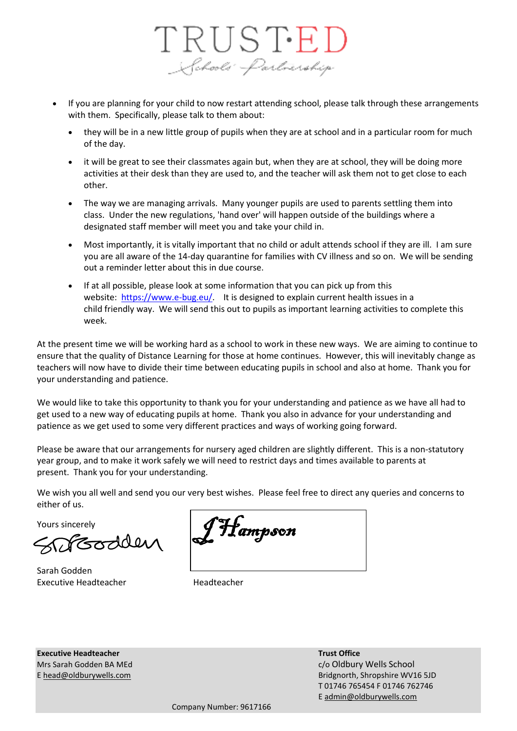TRUST·ED
Schools' Partnership

- If you are planning for your child to now restart attending school, please talk through these arrangements with them. Specifically, please talk to them about:
  - they will be in a new little group of pupils when they are at school and in a particular room for much of the day.
  - it will be great to see their classmates again but, when they are at school, they will be doing more activities at their desk than they are used to, and the teacher will ask them not to get close to each other.
  - The way we are managing arrivals. Many younger pupils are used to parents settling them into class. Under the new regulations, 'hand over' will happen outside of the buildings where a designated staff member will meet you and take your child in.
  - Most importantly, it is vitally important that no child or adult attends school if they are ill. I am sure you are all aware of the 14-day quarantine for families with CV illness and so on. We will be sending out a reminder letter about this in due course.
  - If at all possible, please look at some information that you can pick up from this website: [https://www.e-bug.eu/](https://www.e-bug.eu/). It is designed to explain current health issues in a child friendly way. We will send this out to pupils as important learning activities to complete this week.

At the present time we will be working hard as a school to work in these new ways. We are aiming to continue to ensure that the quality of Distance Learning for those at home continues. However, this will inevitably change as teachers will now have to divide their time between educating pupils in school and also at home. Thank you for your understanding and patience.

We would like to take this opportunity to thank you for your understanding and patience as we have all had to get used to a new way of educating pupils at home. Thank you also in advance for your understanding and patience as we get used to some very different practices and ways of working going forward.

Please be aware that our arrangements for nursery aged children are slightly different. This is a non-statutory year group, and to make it work safely we will need to restrict days and times available to parents at present. Thank you for your understanding.

We wish you all well and send you our very best wishes. Please feel free to direct any queries and concerns to either of us.

Yours sincerely

S Godden

Sarah Godden
Executive Headteacher

J Hampson

Headteacher

**Executive Headteacher**
Mrs Sarah Godden BA MEd
E head@oldburywells.com

**Trust Office**
c/o Oldbury Wells School
Bridgnorth, Shropshire WV16 5JD
T 01746 765454 F 01746 762746
E admin@oldburywells.com

Company Number: 9617166